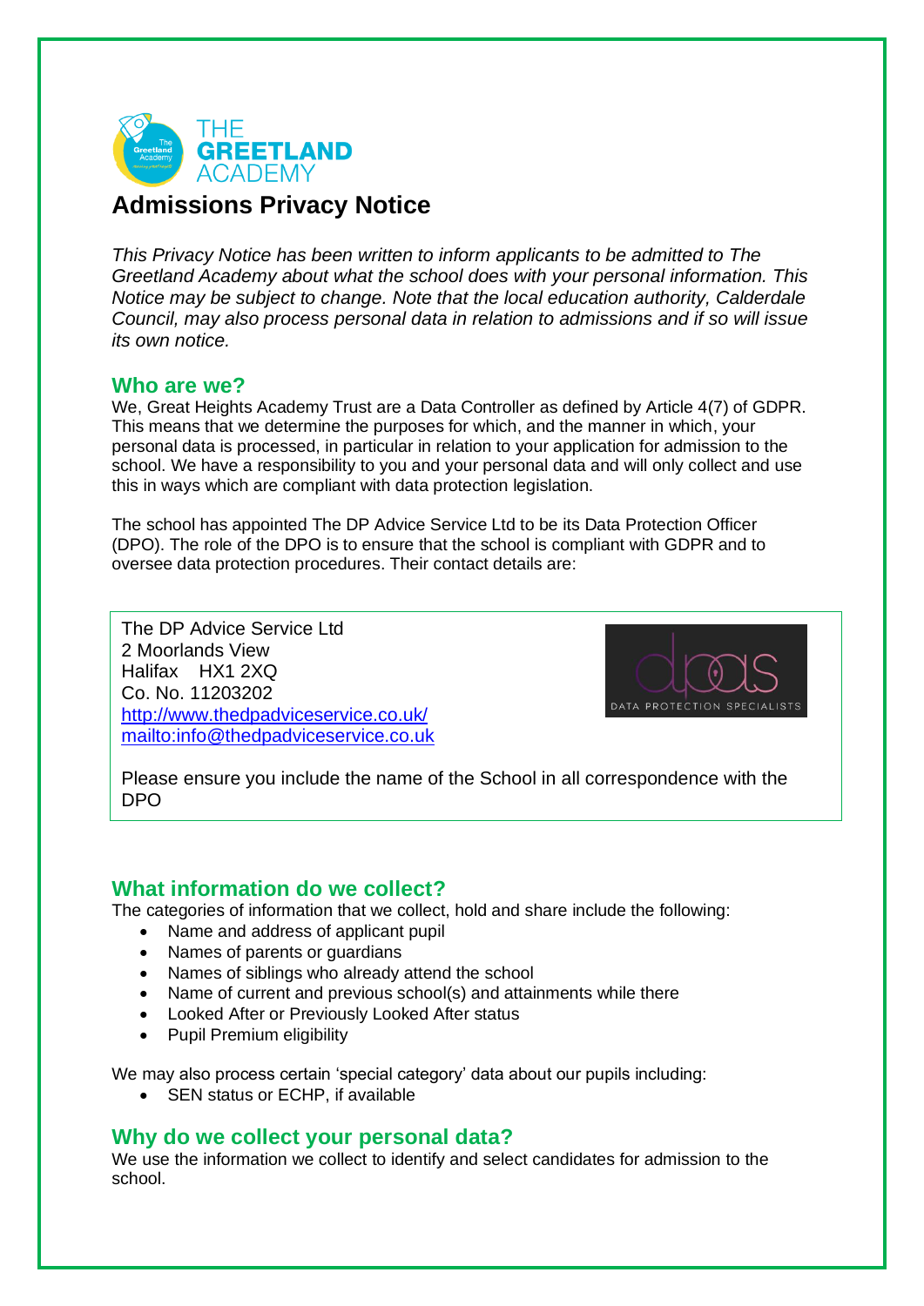THE GREETLAND ACADEMY

# Admissions Privacy Notice

*This Privacy Notice has been written to inform applicants to be admitted to The Greetland Academy about what the school does with your personal information. This Notice may be subject to change. Note that the local education authority, Calderdale Council, may also process personal data in relation to admissions and if so will issue its own notice.*

## Who are we?

We, Great Heights Academy Trust are a Data Controller as defined by Article 4(7) of GDPR. This means that we determine the purposes for which, and the manner in which, your personal data is processed, in particular in relation to your application for admission to the school. We have a responsibility to you and your personal data and will only collect and use this in ways which are compliant with data protection legislation.

The school has appointed The DP Advice Service Ltd to be its Data Protection Officer (DPO). The role of the DPO is to ensure that the school is compliant with GDPR and to oversee data protection procedures. Their contact details are:

The DP Advice Service Ltd
2 Moorlands View
Halifax HX1 2XQ
Co. No. 11203202
[http://www.thedpadviceservice.co.uk/](http://www.thedpadviceservice.co.uk/)
[mailto:info@thedpadviceservice.co.uk](mailto:info@thedpadviceservice.co.uk)

DATA PROTECTION SPECIALISTS

Please ensure you include the name of the School in all correspondence with the DPO

## What information do we collect?

The categories of information that we collect, hold and share include the following:

- Name and address of applicant pupil
- Names of parents or guardians
- Names of siblings who already attend the school
- Name of current and previous school(s) and attainments while there
- Looked After or Previously Looked After status
- Pupil Premium eligibility

We may also process certain 'special category' data about our pupils including:

- SEN status or ECHP, if available

## Why do we collect your personal data?

We use the information we collect to identify and select candidates for admission to the school.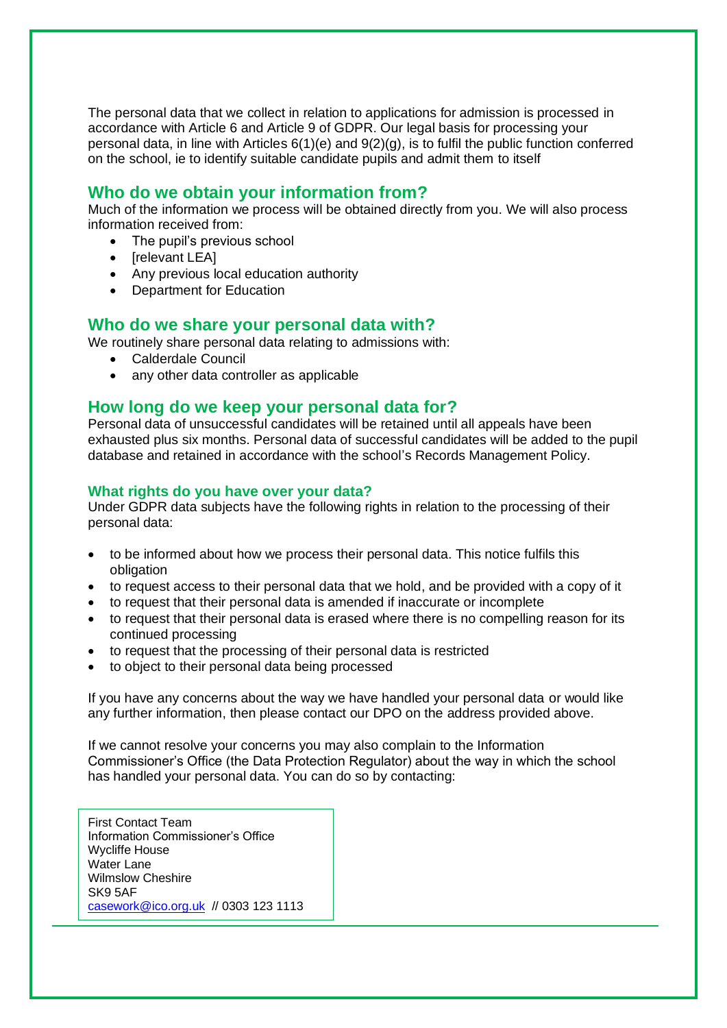The personal data that we collect in relation to applications for admission is processed in accordance with Article 6 and Article 9 of GDPR. Our legal basis for processing your personal data, in line with Articles 6(1)(e) and 9(2)(g), is to fulfil the public function conferred on the school, ie to identify suitable candidate pupils and admit them to itself

## Who do we obtain your information from?

Much of the information we process will be obtained directly from you. We will also process information received from:

- The pupil's previous school
- [relevant LEA]
- Any previous local education authority
- Department for Education

## Who do we share your personal data with?

We routinely share personal data relating to admissions with:

- Calderdale Council
- any other data controller as applicable

## How long do we keep your personal data for?

Personal data of unsuccessful candidates will be retained until all appeals have been exhausted plus six months. Personal data of successful candidates will be added to the pupil database and retained in accordance with the school's Records Management Policy.

### What rights do you have over your data?

Under GDPR data subjects have the following rights in relation to the processing of their personal data:

- to be informed about how we process their personal data. This notice fulfils this obligation
- to request access to their personal data that we hold, and be provided with a copy of it
- to request that their personal data is amended if inaccurate or incomplete
- to request that their personal data is erased where there is no compelling reason for its continued processing
- to request that the processing of their personal data is restricted
- to object to their personal data being processed

If you have any concerns about the way we have handled your personal data or would like any further information, then please contact our DPO on the address provided above.

If we cannot resolve your concerns you may also complain to the Information Commissioner's Office (the Data Protection Regulator) about the way in which the school has handled your personal data. You can do so by contacting:

First Contact Team
Information Commissioner's Office
Wycliffe House
Water Lane
Wilmslow Cheshire
SK9 5AF
casework@ico.org.uk // 0303 123 1113